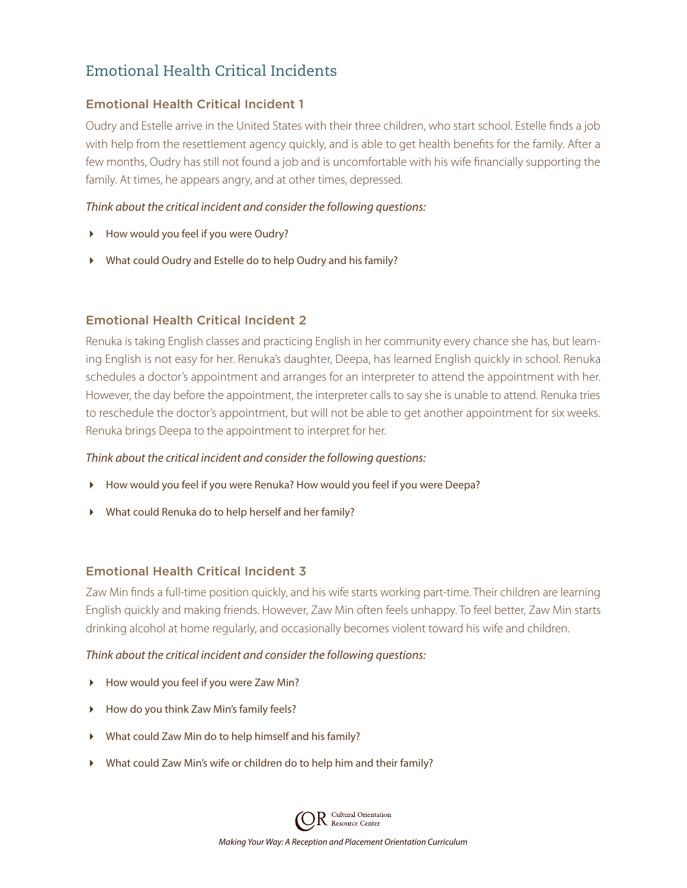# Emotional Health Critical Incidents

## Emotional Health Critical Incident 1

Oudry and Estelle arrive in the United States with their three children, who start school. Estelle finds a job with help from the resettlement agency quickly, and is able to get health benefits for the family. After a few months, Oudry has still not found a job and is uncomfortable with his wife financially supporting the family. At times, he appears angry, and at other times, depressed.

*Think about the critical incident and consider the following questions:*

- How would you feel if you were Oudry?
- What could Oudry and Estelle do to help Oudry and his family?

## Emotional Health Critical Incident 2

Renuka is taking English classes and practicing English in her community every chance she has, but learning English is not easy for her. Renuka's daughter, Deepa, has learned English quickly in school. Renuka schedules a doctor's appointment and arranges for an interpreter to attend the appointment with her. However, the day before the appointment, the interpreter calls to say she is unable to attend. Renuka tries to reschedule the doctor's appointment, but will not be able to get another appointment for six weeks. Renuka brings Deepa to the appointment to interpret for her.

*Think about the critical incident and consider the following questions:*

- How would you feel if you were Renuka? How would you feel if you were Deepa?
- What could Renuka do to help herself and her family?

## Emotional Health Critical Incident 3

Zaw Min finds a full-time position quickly, and his wife starts working part-time. Their children are learning English quickly and making friends. However, Zaw Min often feels unhappy. To feel better, Zaw Min starts drinking alcohol at home regularly, and occasionally becomes violent toward his wife and children.

*Think about the critical incident and consider the following questions:*

- How would you feel if you were Zaw Min?
- How do you think Zaw Min's family feels?
- What could Zaw Min do to help himself and his family?
- What could Zaw Min's wife or children do to help him and their family?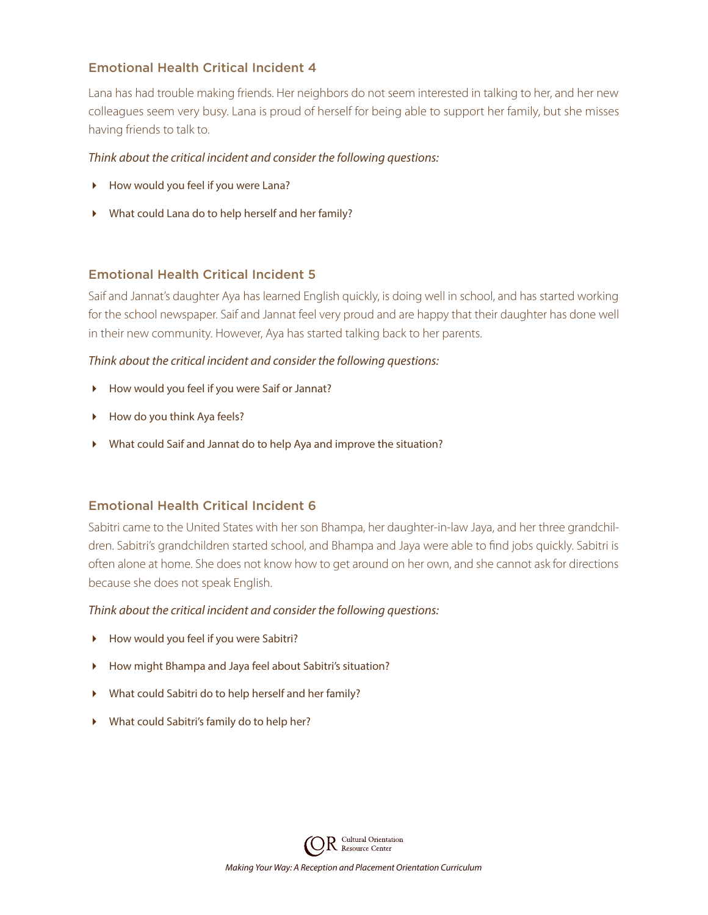## Emotional Health Critical Incident 4

Lana has had trouble making friends. Her neighbors do not seem interested in talking to her, and her new colleagues seem very busy. Lana is proud of herself for being able to support her family, but she misses having friends to talk to.

*Think about the critical incident and consider the following questions:*

- How would you feel if you were Lana?
- What could Lana do to help herself and her family?

## Emotional Health Critical Incident 5

Saif and Jannat's daughter Aya has learned English quickly, is doing well in school, and has started working for the school newspaper. Saif and Jannat feel very proud and are happy that their daughter has done well in their new community. However, Aya has started talking back to her parents.

*Think about the critical incident and consider the following questions:*

- How would you feel if you were Saif or Jannat?
- How do you think Aya feels?
- What could Saif and Jannat do to help Aya and improve the situation?

## Emotional Health Critical Incident 6

Sabitri came to the United States with her son Bhampa, her daughter-in-law Jaya, and her three grandchildren. Sabitri's grandchildren started school, and Bhampa and Jaya were able to find jobs quickly. Sabitri is often alone at home. She does not know how to get around on her own, and she cannot ask for directions because she does not speak English.

*Think about the critical incident and consider the following questions:*

- How would you feel if you were Sabitri?
- How might Bhampa and Jaya feel about Sabitri's situation?
- What could Sabitri do to help herself and her family?
- What could Sabitri's family do to help her?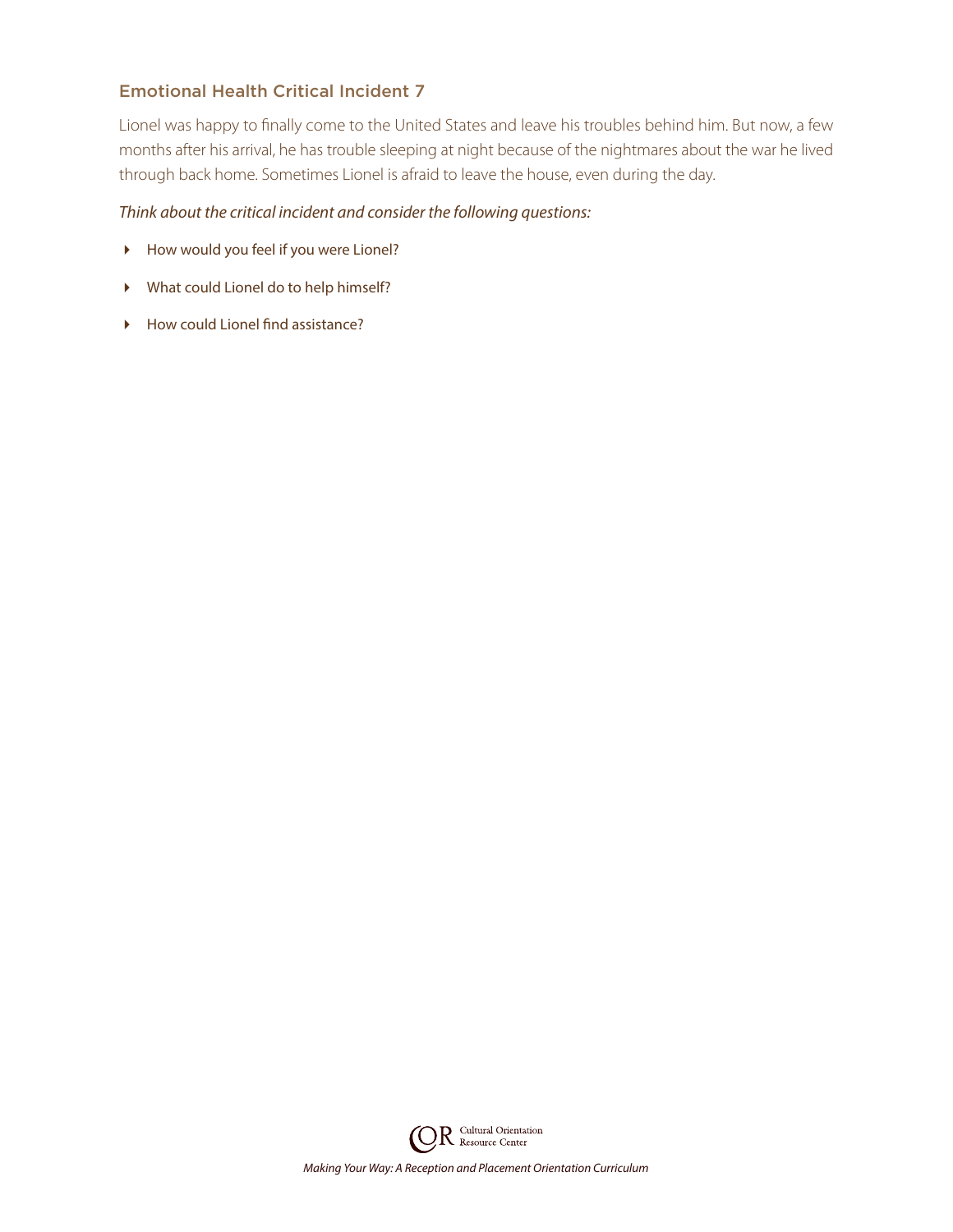## Emotional Health Critical Incident 7

Lionel was happy to finally come to the United States and leave his troubles behind him. But now, a few months after his arrival, he has trouble sleeping at night because of the nightmares about the war he lived through back home. Sometimes Lionel is afraid to leave the house, even during the day.

*Think about the critical incident and consider the following questions:*

- How would you feel if you were Lionel?
- What could Lionel do to help himself?
- How could Lionel find assistance?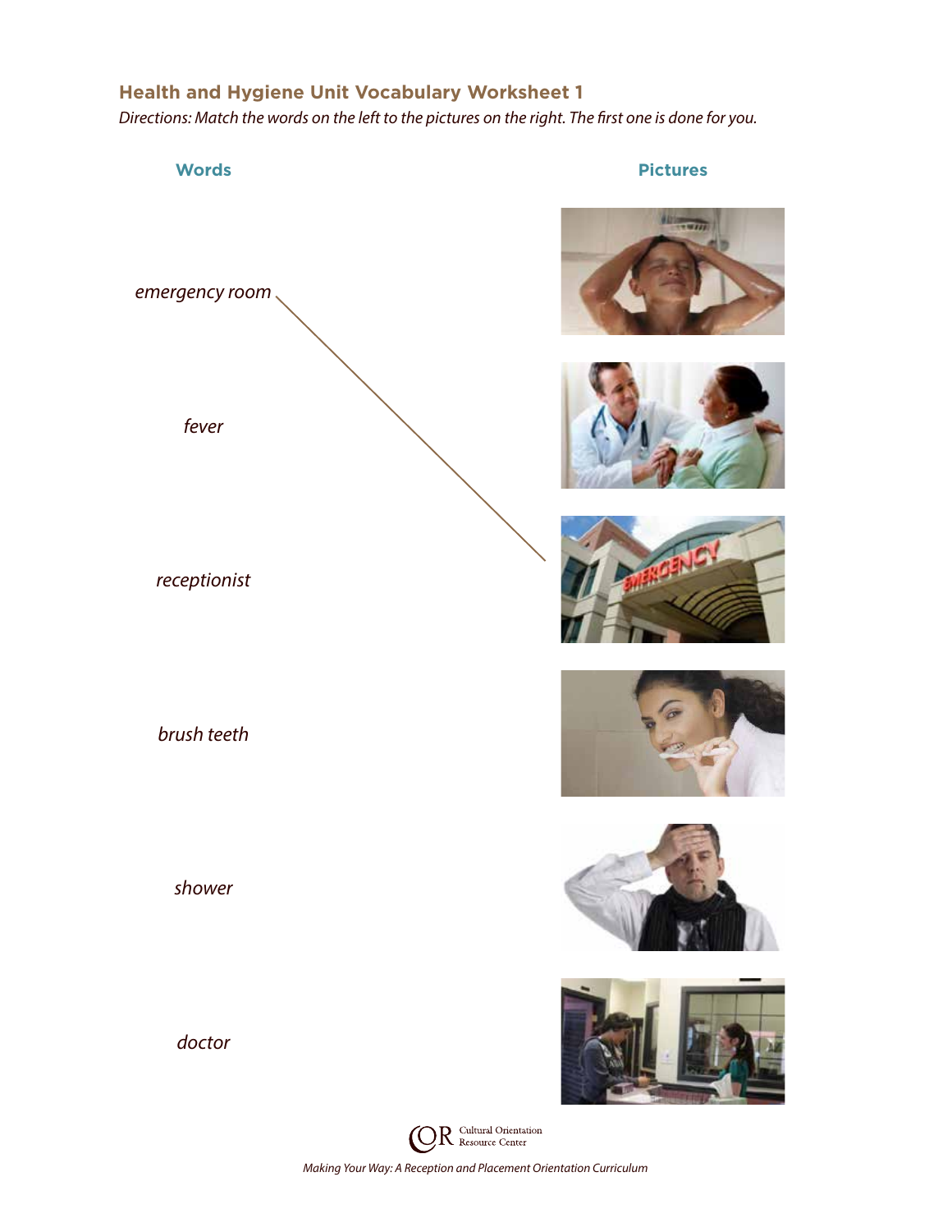## Health and Hygiene Unit Vocabulary Worksheet 1

*Directions: Match the words on the left to the pictures on the right. The first one is done for you.*

**Words**

*emergency room*

*fever*

*receptionist*

*brush teeth*

*shower*

*doctor*

**Pictures**

*Making Your Way: A Reception and Placement Orientation Curriculum*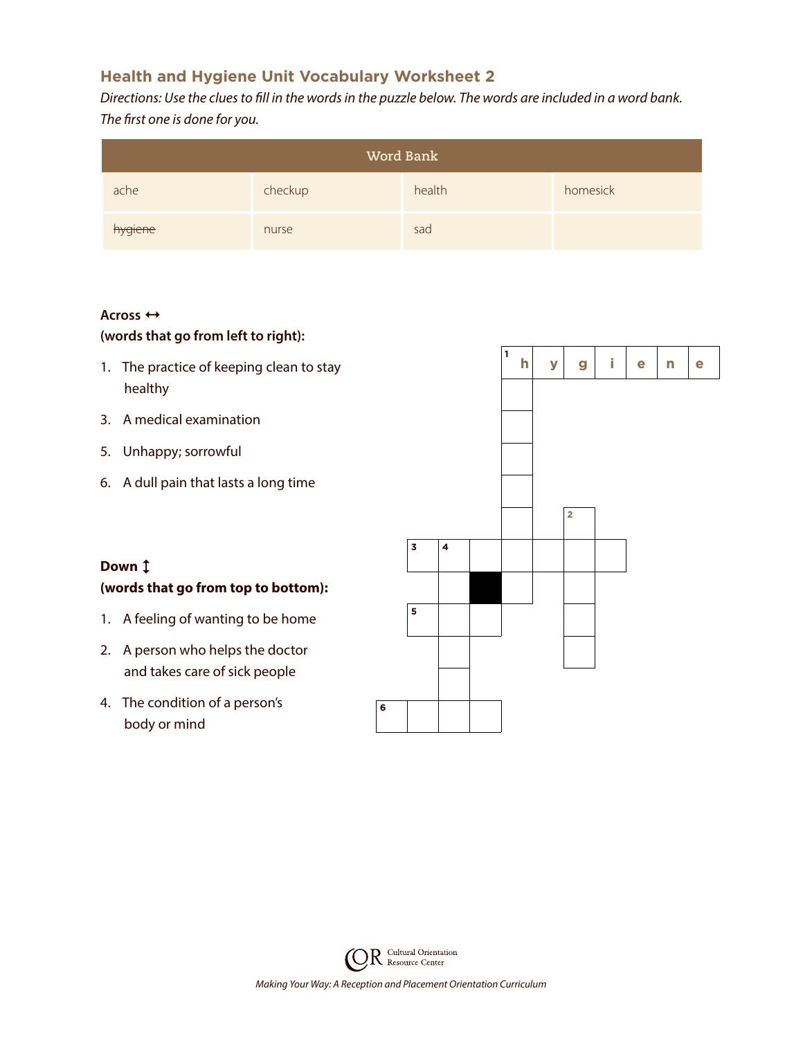## Health and Hygiene Unit Vocabulary Worksheet 2

*Directions: Use the clues to fill in the words in the puzzle below. The words are included in a word bank. The first one is done for you.*

| Word Bank | | | |
|---|---|---|---|
| ache | checkup | health | homesick |
| ~~hygiene~~ | nurse | sad | |

**Across ↔**
**(words that go from left to right):**

1. The practice of keeping clean to stay healthy
3. A medical examination
5. Unhappy; sorrowful
6. A dull pain that lasts a long time

**Down ↕**
**(words that go from top to bottom):**

1. A feeling of wanting to be home
2. A person who helps the doctor and takes care of sick people
4. The condition of a person's body or mind

1 h y g i e n e

2

3 4

5

6

Making Your Way: A Reception and Placement Orientation Curriculum